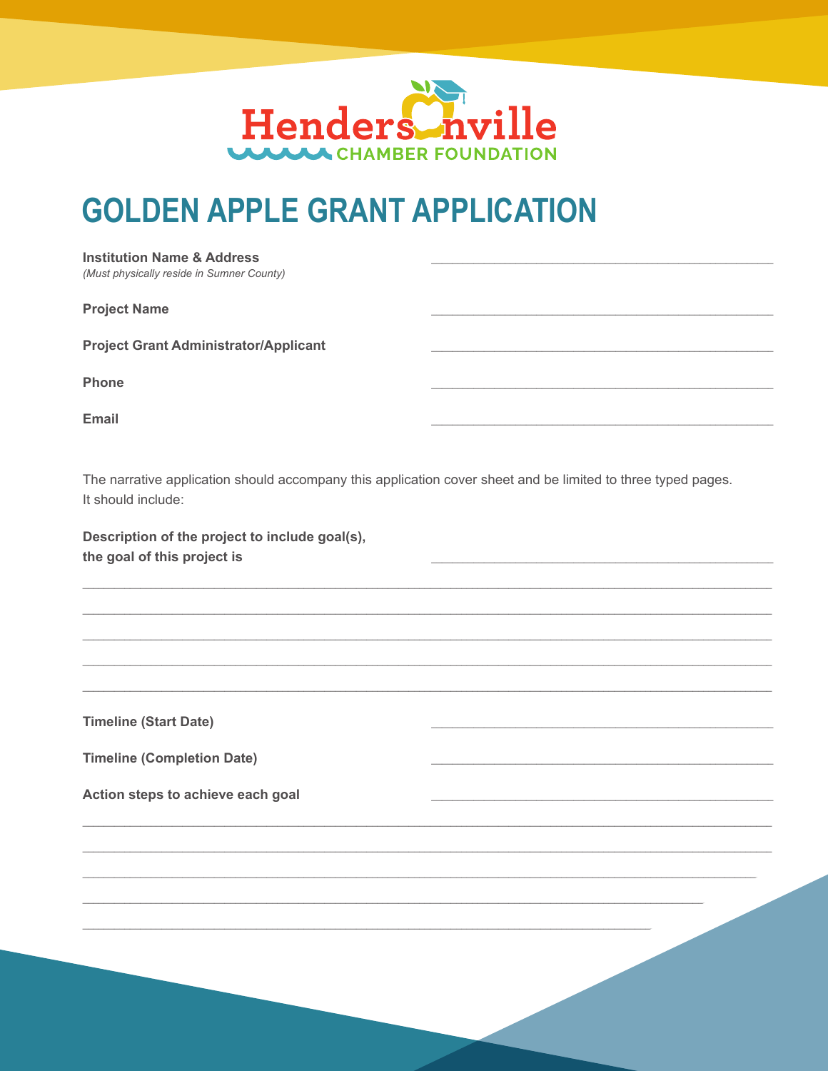Hendersonville CHAMBER FOUNDATION

# GOLDEN APPLE GRANT APPLICATION

**Institution Name & Address** ______________________________________________
*(Must physically reside in Sumner County)*

**Project Name** ______________________________________________

**Project Grant Administrator/Applicant** ______________________________________________

**Phone** ______________________________________________

**Email** ______________________________________________

The narrative application should accompany this application cover sheet and be limited to three typed pages. It should include:

**Description of the project to include goal(s), the goal of this project is** ______________________________________________

____________________________________________________________________________________________

____________________________________________________________________________________________

____________________________________________________________________________________________

____________________________________________________________________________________________

____________________________________________________________________________________________

**Timeline (Start Date)** ______________________________________________

**Timeline (Completion Date)** ______________________________________________

**Action steps to achieve each goal** ______________________________________________

____________________________________________________________________________________________

____________________________________________________________________________________________

____________________________________________________________________________________________

____________________________________________________________________________________________

____________________________________________________________________________________________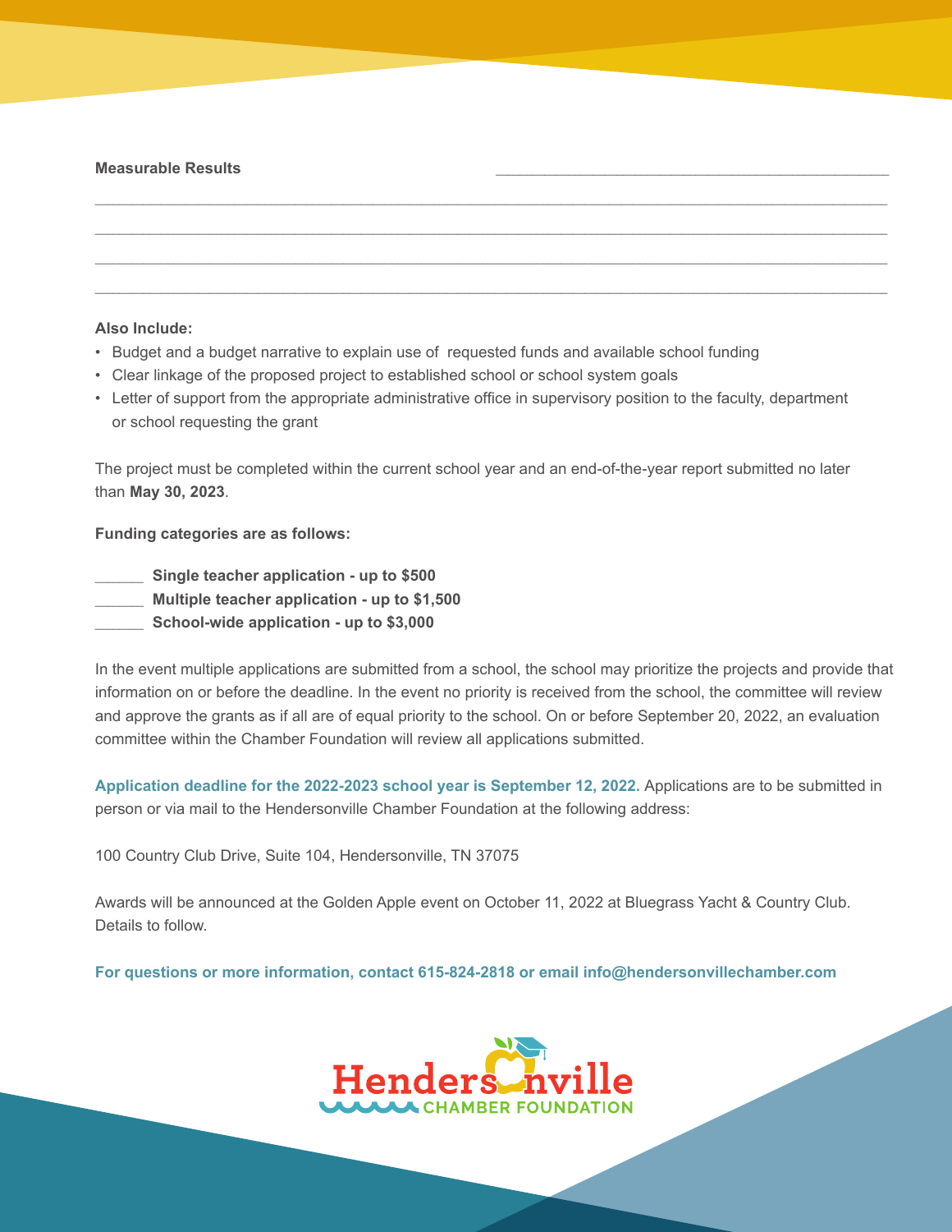**Measurable Results** ______________________________________________

__________________________________________________________________________________________

__________________________________________________________________________________________

__________________________________________________________________________________________

__________________________________________________________________________________________

**Also Include:**

- Budget and a budget narrative to explain use of requested funds and available school funding
- Clear linkage of the proposed project to established school or school system goals
- Letter of support from the appropriate administrative office in supervisory position to the faculty, department or school requesting the grant

The project must be completed within the current school year and an end-of-the-year report submitted no later than **May 30, 2023**.

**Funding categories are as follows:**

______ **Single teacher application - up to $500**
______ **Multiple teacher application - up to $1,500**
______ **School-wide application - up to $3,000**

In the event multiple applications are submitted from a school, the school may prioritize the projects and provide that information on or before the deadline. In the event no priority is received from the school, the committee will review and approve the grants as if all are of equal priority to the school. On or before September 20, 2022, an evaluation committee within the Chamber Foundation will review all applications submitted.

**Application deadline for the 2022-2023 school year is September 12, 2022.** Applications are to be submitted in person or via mail to the Hendersonville Chamber Foundation at the following address:

100 Country Club Drive, Suite 104, Hendersonville, TN 37075

Awards will be announced at the Golden Apple event on October 11, 2022 at Bluegrass Yacht & Country Club. Details to follow.

**For questions or more information, contact 615-824-2818 or email info@hendersonvillechamber.com**

Hendersonville CHAMBER FOUNDATION